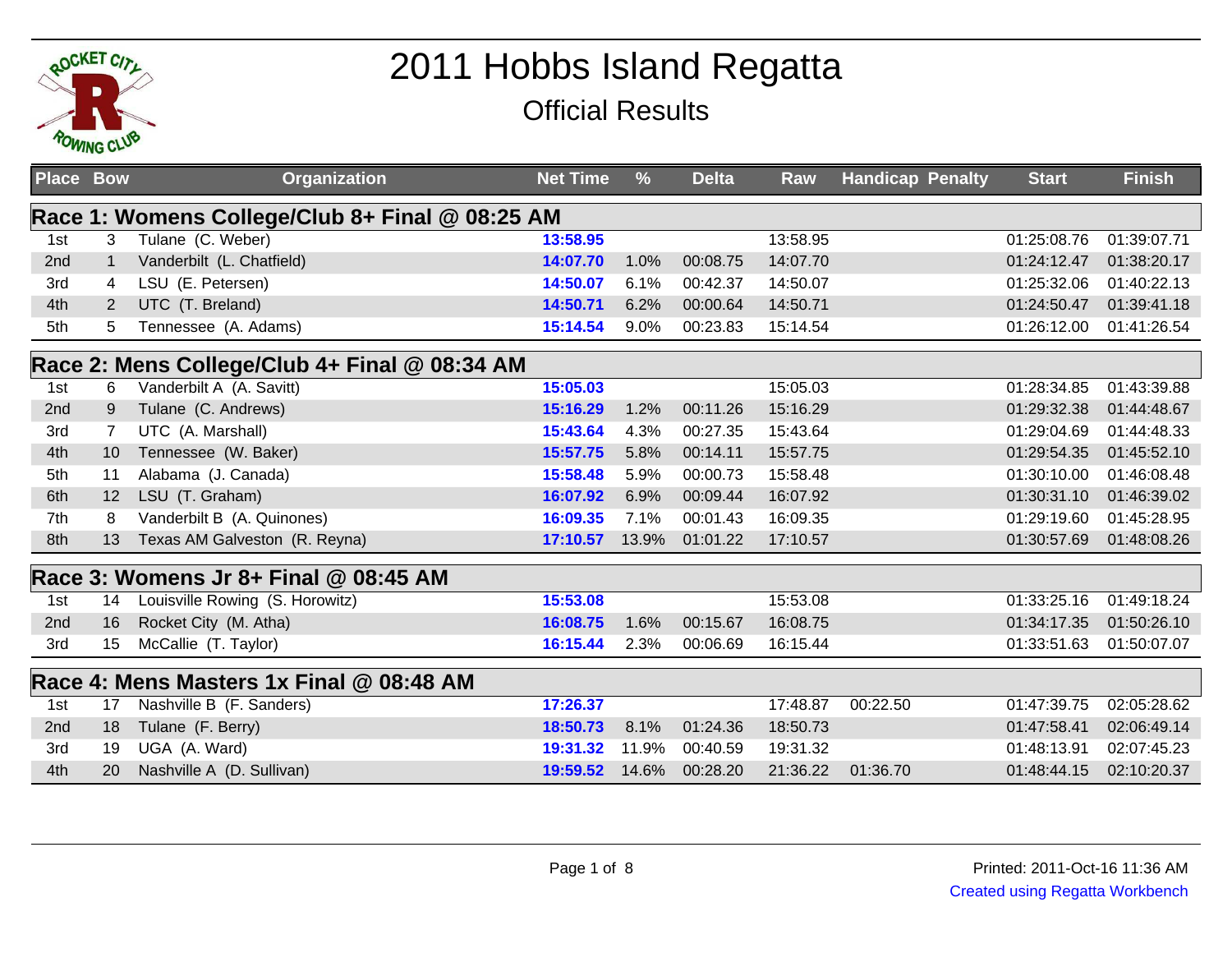# 2011 Hobbs Island Regatta

## Official Results

| Place | Bow | Organization | Net Time | % | Delta | Raw | Handicap | Penalty | Start | Finish |
|---|---|---|---|---|---|---|---|---|---|---|
| **Race 1: Womens College/Club 8+ Final @ 08:25 AM** | | | | | | | | | | |
| 1st | 3 | Tulane (C. Weber) | **13:58.95** | | | 13:58.95 | | | 01:25:08.76 | 01:39:07.71 |
| 2nd | 1 | Vanderbilt (L. Chatfield) | **14:07.70** | 1.0% | 00:08.75 | 14:07.70 | | | 01:24:12.47 | 01:38:20.17 |
| 3rd | 4 | LSU (E. Petersen) | **14:50.07** | 6.1% | 00:42.37 | 14:50.07 | | | 01:25:32.06 | 01:40:22.13 |
| 4th | 2 | UTC (T. Breland) | **14:50.71** | 6.2% | 00:00.64 | 14:50.71 | | | 01:24:50.47 | 01:39:41.18 |
| 5th | 5 | Tennessee (A. Adams) | **15:14.54** | 9.0% | 00:23.83 | 15:14.54 | | | 01:26:12.00 | 01:41:26.54 |
| **Race 2: Mens College/Club 4+ Final @ 08:34 AM** | | | | | | | | | | |
| 1st | 6 | Vanderbilt A (A. Savitt) | **15:05.03** | | | 15:05.03 | | | 01:28:34.85 | 01:43:39.88 |
| 2nd | 9 | Tulane (C. Andrews) | **15:16.29** | 1.2% | 00:11.26 | 15:16.29 | | | 01:29:32.38 | 01:44:48.67 |
| 3rd | 7 | UTC (A. Marshall) | **15:43.64** | 4.3% | 00:27.35 | 15:43.64 | | | 01:29:04.69 | 01:44:48.33 |
| 4th | 10 | Tennessee (W. Baker) | **15:57.75** | 5.8% | 00:14.11 | 15:57.75 | | | 01:29:54.35 | 01:45:52.10 |
| 5th | 11 | Alabama (J. Canada) | **15:58.48** | 5.9% | 00:00.73 | 15:58.48 | | | 01:30:10.00 | 01:46:08.48 |
| 6th | 12 | LSU (T. Graham) | **16:07.92** | 6.9% | 00:09.44 | 16:07.92 | | | 01:30:31.10 | 01:46:39.02 |
| 7th | 8 | Vanderbilt B (A. Quinones) | **16:09.35** | 7.1% | 00:01.43 | 16:09.35 | | | 01:29:19.60 | 01:45:28.95 |
| 8th | 13 | Texas AM Galveston (R. Reyna) | **17:10.57** | 13.9% | 01:01.22 | 17:10.57 | | | 01:30:57.69 | 01:48:08.26 |
| **Race 3: Womens Jr 8+ Final @ 08:45 AM** | | | | | | | | | | |
| 1st | 14 | Louisville Rowing (S. Horowitz) | **15:53.08** | | | 15:53.08 | | | 01:33:25.16 | 01:49:18.24 |
| 2nd | 16 | Rocket City (M. Atha) | **16:08.75** | 1.6% | 00:15.67 | 16:08.75 | | | 01:34:17.35 | 01:50:26.10 |
| 3rd | 15 | McCallie (T. Taylor) | **16:15.44** | 2.3% | 00:06.69 | 16:15.44 | | | 01:33:51.63 | 01:50:07.07 |
| **Race 4: Mens Masters 1x Final @ 08:48 AM** | | | | | | | | | | |
| 1st | 17 | Nashville B (F. Sanders) | **17:26.37** | | | 17:48.87 | 00:22.50 | | 01:47:39.75 | 02:05:28.62 |
| 2nd | 18 | Tulane (F. Berry) | **18:50.73** | 8.1% | 01:24.36 | 18:50.73 | | | 01:47:58.41 | 02:06:49.14 |
| 3rd | 19 | UGA (A. Ward) | **19:31.32** | 11.9% | 00:40.59 | 19:31.32 | | | 01:48:13.91 | 02:07:45.23 |
| 4th | 20 | Nashville A (D. Sullivan) | **19:59.52** | 14.6% | 00:28.20 | 21:36.22 | 01:36.70 | | 01:48:44.15 | 02:10:20.37 |

Printed: 2011-Oct-16 11:36 AM

Created using Regatta Workbench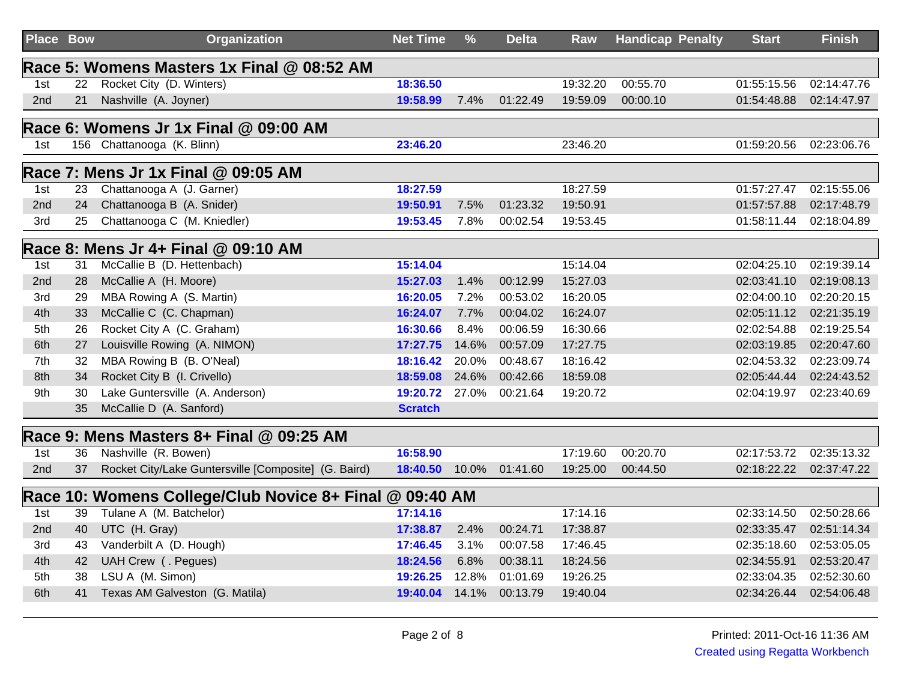| Place | Bow | Organization | Net Time | % | Delta | Raw | Handicap | Penalty | Start | Finish |
|---|---|---|---|---|---|---|---|---|---|---|
| **Race 5: Womens Masters 1x Final @ 08:52 AM** | | | | | | | | | | |
| 1st | 22 | Rocket City (D. Winters) | **18:36.50** | | | 19:32.20 | 00:55.70 | | 01:55:15.56 | 02:14:47.76 |
| 2nd | 21 | Nashville (A. Joyner) | **19:58.99** | 7.4% | 01:22.49 | 19:59.09 | 00:00.10 | | 01:54:48.88 | 02:14:47.97 |
| **Race 6: Womens Jr 1x Final @ 09:00 AM** | | | | | | | | | | |
| 1st | 156 | Chattanooga (K. Blinn) | **23:46.20** | | | 23:46.20 | | | 01:59:20.56 | 02:23:06.76 |
| **Race 7: Mens Jr 1x Final @ 09:05 AM** | | | | | | | | | | |
| 1st | 23 | Chattanooga A (J. Garner) | **18:27.59** | | | 18:27.59 | | | 01:57:27.47 | 02:15:55.06 |
| 2nd | 24 | Chattanooga B (A. Snider) | **19:50.91** | 7.5% | 01:23.32 | 19:50.91 | | | 01:57:57.88 | 02:17:48.79 |
| 3rd | 25 | Chattanooga C (M. Kniedler) | **19:53.45** | 7.8% | 00:02.54 | 19:53.45 | | | 01:58:11.44 | 02:18:04.89 |
| **Race 8: Mens Jr 4+ Final @ 09:10 AM** | | | | | | | | | | |
| 1st | 31 | McCallie B (D. Hettenbach) | **15:14.04** | | | 15:14.04 | | | 02:04:25.10 | 02:19:39.14 |
| 2nd | 28 | McCallie A (H. Moore) | **15:27.03** | 1.4% | 00:12.99 | 15:27.03 | | | 02:03:41.10 | 02:19:08.13 |
| 3rd | 29 | MBA Rowing A (S. Martin) | **16:20.05** | 7.2% | 00:53.02 | 16:20.05 | | | 02:04:00.10 | 02:20:20.15 |
| 4th | 33 | McCallie C (C. Chapman) | **16:24.07** | 7.7% | 00:04.02 | 16:24.07 | | | 02:05:11.12 | 02:21:35.19 |
| 5th | 26 | Rocket City A (C. Graham) | **16:30.66** | 8.4% | 00:06.59 | 16:30.66 | | | 02:02:54.88 | 02:19:25.54 |
| 6th | 27 | Louisville Rowing (A. NIMON) | **17:27.75** | 14.6% | 00:57.09 | 17:27.75 | | | 02:03:19.85 | 02:20:47.60 |
| 7th | 32 | MBA Rowing B (B. O'Neal) | **18:16.42** | 20.0% | 00:48.67 | 18:16.42 | | | 02:04:53.32 | 02:23:09.74 |
| 8th | 34 | Rocket City B (I. Crivello) | **18:59.08** | 24.6% | 00:42.66 | 18:59.08 | | | 02:05:44.44 | 02:24:43.52 |
| 9th | 30 | Lake Guntersville (A. Anderson) | **19:20.72** | 27.0% | 00:21.64 | 19:20.72 | | | 02:04:19.97 | 02:23:40.69 |
| | 35 | McCallie D (A. Sanford) | **Scratch** | | | | | | | |
| **Race 9: Mens Masters 8+ Final @ 09:25 AM** | | | | | | | | | | |
| 1st | 36 | Nashville (R. Bowen) | **16:58.90** | | | 17:19.60 | 00:20.70 | | 02:17:53.72 | 02:35:13.32 |
| 2nd | 37 | Rocket City/Lake Guntersville [Composite] (G. Baird) | **18:40.50** | 10.0% | 01:41.60 | 19:25.00 | 00:44.50 | | 02:18:22.22 | 02:37:47.22 |
| **Race 10: Womens College/Club Novice 8+ Final @ 09:40 AM** | | | | | | | | | | |
| 1st | 39 | Tulane A (M. Batchelor) | **17:14.16** | | | 17:14.16 | | | 02:33:14.50 | 02:50:28.66 |
| 2nd | 40 | UTC (H. Gray) | **17:38.87** | 2.4% | 00:24.71 | 17:38.87 | | | 02:33:35.47 | 02:51:14.34 |
| 3rd | 43 | Vanderbilt A (D. Hough) | **17:46.45** | 3.1% | 00:07.58 | 17:46.45 | | | 02:35:18.60 | 02:53:05.05 |
| 4th | 42 | UAH Crew ( . Pegues) | **18:24.56** | 6.8% | 00:38.11 | 18:24.56 | | | 02:34:55.91 | 02:53:20.47 |
| 5th | 38 | LSU A (M. Simon) | **19:26.25** | 12.8% | 01:01.69 | 19:26.25 | | | 02:33:04.35 | 02:52:30.60 |
| 6th | 41 | Texas AM Galveston (G. Matila) | **19:40.04** | 14.1% | 00:13.79 | 19:40.04 | | | 02:34:26.44 | 02:54:06.48 |

Printed: 2011-Oct-16 11:36 AM

Created using Regatta Workbench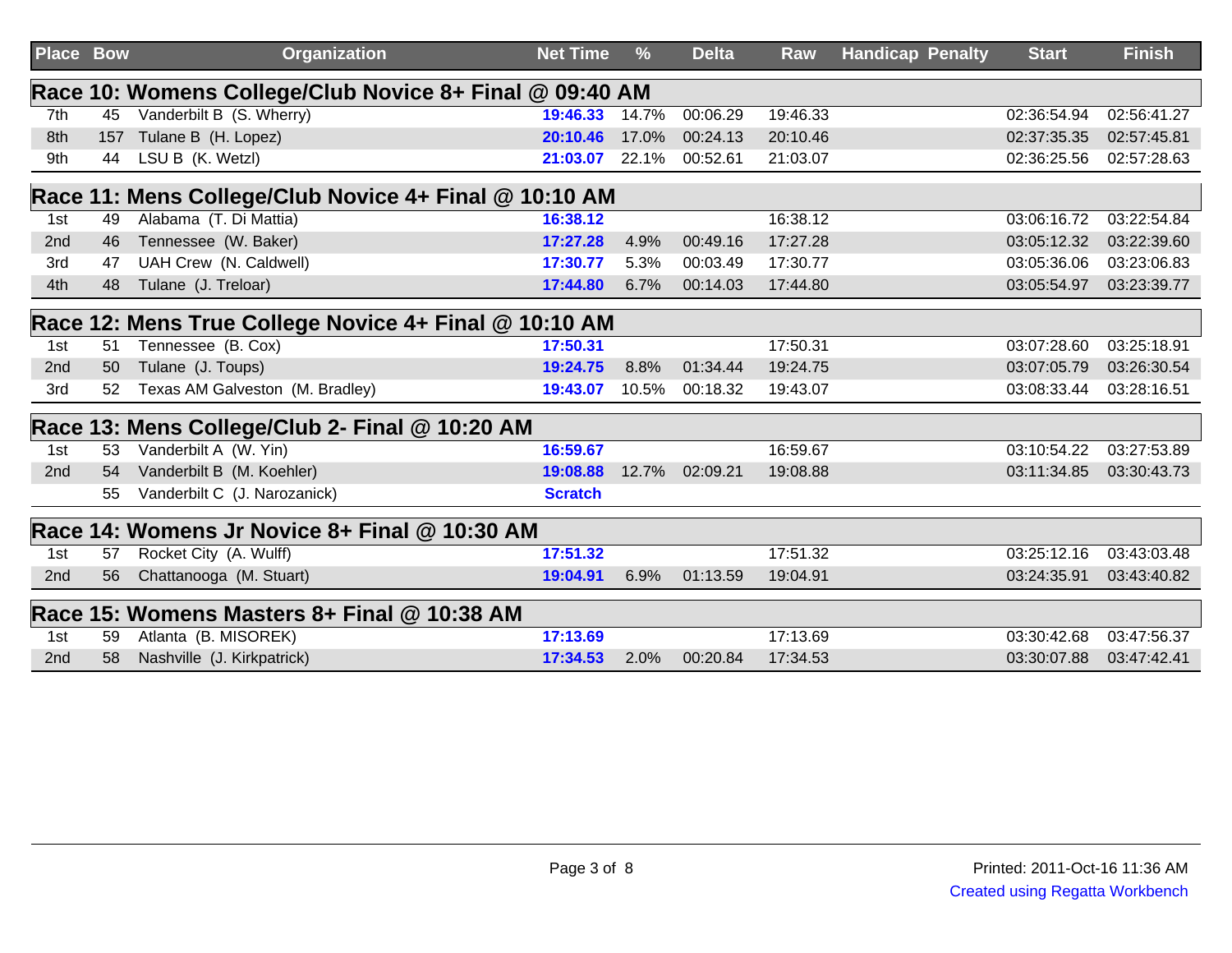| Place | Bow | Organization | Net Time | % | Delta | Raw | Handicap | Penalty | Start | Finish |
|---|---|---|---|---|---|---|---|---|---|---|
| **Race 10: Womens College/Club Novice 8+ Final @ 09:40 AM** | | | | | | | | | | |
| 7th | 45 | Vanderbilt B (S. Wherry) | **19:46.33** | 14.7% | 00:06.29 | 19:46.33 | | | 02:36:54.94 | 02:56:41.27 |
| 8th | 157 | Tulane B (H. Lopez) | **20:10.46** | 17.0% | 00:24.13 | 20:10.46 | | | 02:37:35.35 | 02:57:45.81 |
| 9th | 44 | LSU B (K. Wetzl) | **21:03.07** | 22.1% | 00:52.61 | 21:03.07 | | | 02:36:25.56 | 02:57:28.63 |
| **Race 11: Mens College/Club Novice 4+ Final @ 10:10 AM** | | | | | | | | | | |
| 1st | 49 | Alabama (T. Di Mattia) | **16:38.12** | | | 16:38.12 | | | 03:06:16.72 | 03:22:54.84 |
| 2nd | 46 | Tennessee (W. Baker) | **17:27.28** | 4.9% | 00:49.16 | 17:27.28 | | | 03:05:12.32 | 03:22:39.60 |
| 3rd | 47 | UAH Crew (N. Caldwell) | **17:30.77** | 5.3% | 00:03.49 | 17:30.77 | | | 03:05:36.06 | 03:23:06.83 |
| 4th | 48 | Tulane (J. Treloar) | **17:44.80** | 6.7% | 00:14.03 | 17:44.80 | | | 03:05:54.97 | 03:23:39.77 |
| **Race 12: Mens True College Novice 4+ Final @ 10:10 AM** | | | | | | | | | | |
| 1st | 51 | Tennessee (B. Cox) | **17:50.31** | | | 17:50.31 | | | 03:07:28.60 | 03:25:18.91 |
| 2nd | 50 | Tulane (J. Toups) | **19:24.75** | 8.8% | 01:34.44 | 19:24.75 | | | 03:07:05.79 | 03:26:30.54 |
| 3rd | 52 | Texas AM Galveston (M. Bradley) | **19:43.07** | 10.5% | 00:18.32 | 19:43.07 | | | 03:08:33.44 | 03:28:16.51 |
| **Race 13: Mens College/Club 2- Final @ 10:20 AM** | | | | | | | | | | |
| 1st | 53 | Vanderbilt A (W. Yin) | **16:59.67** | | | 16:59.67 | | | 03:10:54.22 | 03:27:53.89 |
| 2nd | 54 | Vanderbilt B (M. Koehler) | **19:08.88** | 12.7% | 02:09.21 | 19:08.88 | | | 03:11:34.85 | 03:30:43.73 |
| | 55 | Vanderbilt C (J. Narozanick) | **Scratch** | | | | | | | |
| **Race 14: Womens Jr Novice 8+ Final @ 10:30 AM** | | | | | | | | | | |
| 1st | 57 | Rocket City (A. Wulff) | **17:51.32** | | | 17:51.32 | | | 03:25:12.16 | 03:43:03.48 |
| 2nd | 56 | Chattanooga (M. Stuart) | **19:04.91** | 6.9% | 01:13.59 | 19:04.91 | | | 03:24:35.91 | 03:43:40.82 |
| **Race 15: Womens Masters 8+ Final @ 10:38 AM** | | | | | | | | | | |
| 1st | 59 | Atlanta (B. MISOREK) | **17:13.69** | | | 17:13.69 | | | 03:30:42.68 | 03:47:56.37 |
| 2nd | 58 | Nashville (J. Kirkpatrick) | **17:34.53** | 2.0% | 00:20.84 | 17:34.53 | | | 03:30:07.88 | 03:47:42.41 |

Printed: 2011-Oct-16 11:36 AM

Created using Regatta Workbench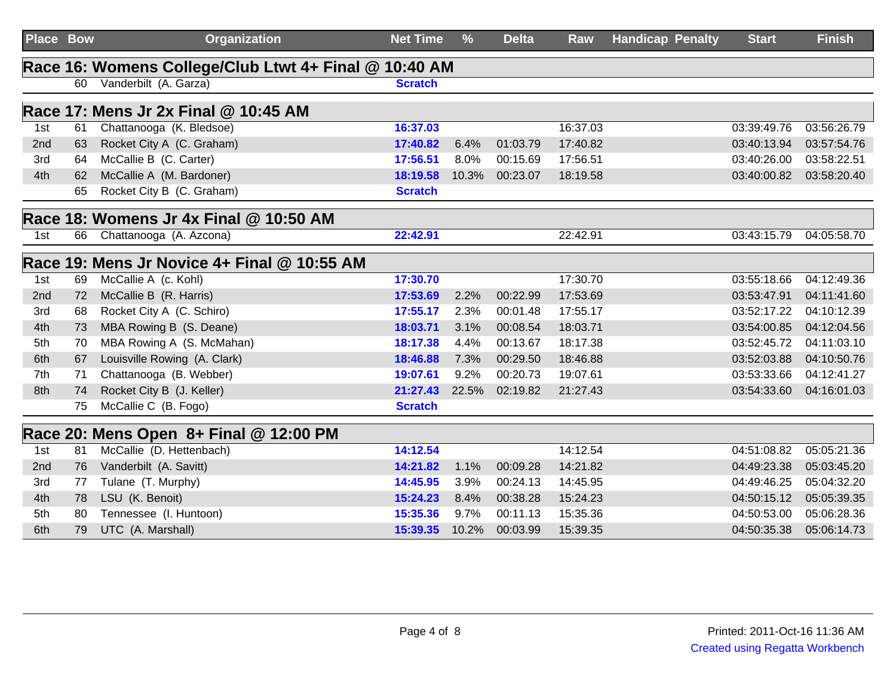| Place | Bow | Organization | Net Time | % | Delta | Raw | Handicap | Penalty | Start | Finish |
|---|---|---|---|---|---|---|---|---|---|---|
| **Race 16: Womens College/Club Ltwt 4+ Final @ 10:40 AM** | | | | | | | | | | |
| | 60 | Vanderbilt (A. Garza) | **Scratch** | | | | | | | |
| **Race 17: Mens Jr 2x Final @ 10:45 AM** | | | | | | | | | | |
| 1st | 61 | Chattanooga (K. Bledsoe) | **16:37.03** | | | 16:37.03 | | | 03:39:49.76 | 03:56:26.79 |
| 2nd | 63 | Rocket City A (C. Graham) | **17:40.82** | 6.4% | 01:03.79 | 17:40.82 | | | 03:40:13.94 | 03:57:54.76 |
| 3rd | 64 | McCallie B (C. Carter) | **17:56.51** | 8.0% | 00:15.69 | 17:56.51 | | | 03:40:26.00 | 03:58:22.51 |
| 4th | 62 | McCallie A (M. Bardoner) | **18:19.58** | 10.3% | 00:23.07 | 18:19.58 | | | 03:40:00.82 | 03:58:20.40 |
| | 65 | Rocket City B (C. Graham) | **Scratch** | | | | | | | |
| **Race 18: Womens Jr 4x Final @ 10:50 AM** | | | | | | | | | | |
| 1st | 66 | Chattanooga (A. Azcona) | **22:42.91** | | | 22:42.91 | | | 03:43:15.79 | 04:05:58.70 |
| **Race 19: Mens Jr Novice 4+ Final @ 10:55 AM** | | | | | | | | | | |
| 1st | 69 | McCallie A (c. Kohl) | **17:30.70** | | | 17:30.70 | | | 03:55:18.66 | 04:12:49.36 |
| 2nd | 72 | McCallie B (R. Harris) | **17:53.69** | 2.2% | 00:22.99 | 17:53.69 | | | 03:53:47.91 | 04:11:41.60 |
| 3rd | 68 | Rocket City A (C. Schiro) | **17:55.17** | 2.3% | 00:01.48 | 17:55.17 | | | 03:52:17.22 | 04:10:12.39 |
| 4th | 73 | MBA Rowing B (S. Deane) | **18:03.71** | 3.1% | 00:08.54 | 18:03.71 | | | 03:54:00.85 | 04:12:04.56 |
| 5th | 70 | MBA Rowing A (S. McMahan) | **18:17.38** | 4.4% | 00:13.67 | 18:17.38 | | | 03:52:45.72 | 04:11:03.10 |
| 6th | 67 | Louisville Rowing (A. Clark) | **18:46.88** | 7.3% | 00:29.50 | 18:46.88 | | | 03:52:03.88 | 04:10:50.76 |
| 7th | 71 | Chattanooga (B. Webber) | **19:07.61** | 9.2% | 00:20.73 | 19:07.61 | | | 03:53:33.66 | 04:12:41.27 |
| 8th | 74 | Rocket City B (J. Keller) | **21:27.43** | 22.5% | 02:19.82 | 21:27.43 | | | 03:54:33.60 | 04:16:01.03 |
| | 75 | McCallie C (B. Fogo) | **Scratch** | | | | | | | |
| **Race 20: Mens Open 8+ Final @ 12:00 PM** | | | | | | | | | | |
| 1st | 81 | McCallie (D. Hettenbach) | **14:12.54** | | | 14:12.54 | | | 04:51:08.82 | 05:05:21.36 |
| 2nd | 76 | Vanderbilt (A. Savitt) | **14:21.82** | 1.1% | 00:09.28 | 14:21.82 | | | 04:49:23.38 | 05:03:45.20 |
| 3rd | 77 | Tulane (T. Murphy) | **14:45.95** | 3.9% | 00:24.13 | 14:45.95 | | | 04:49:46.25 | 05:04:32.20 |
| 4th | 78 | LSU (K. Benoit) | **15:24.23** | 8.4% | 00:38.28 | 15:24.23 | | | 04:50:15.12 | 05:05:39.35 |
| 5th | 80 | Tennessee (I. Huntoon) | **15:35.36** | 9.7% | 00:11.13 | 15:35.36 | | | 04:50:53.00 | 05:06:28.36 |
| 6th | 79 | UTC (A. Marshall) | **15:39.35** | 10.2% | 00:03.99 | 15:39.35 | | | 04:50:35.38 | 05:06:14.73 |

Printed: 2011-Oct-16 11:36 AM

Created using Regatta Workbench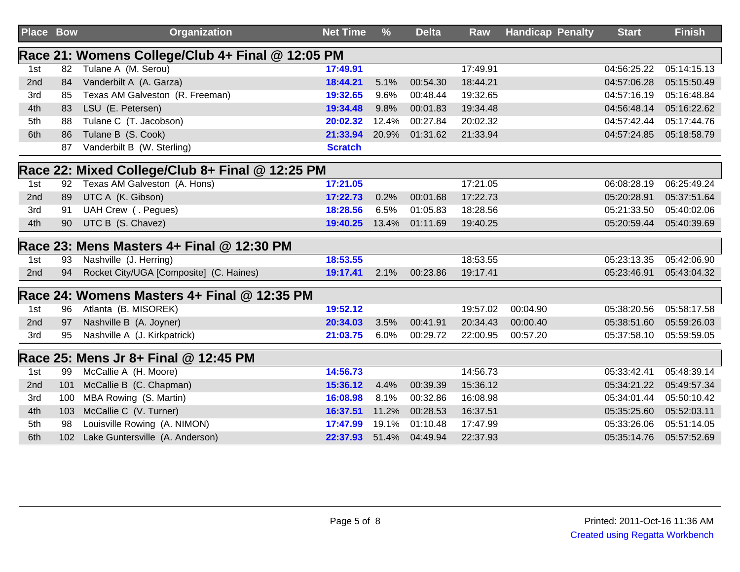| Place | Bow | Organization | Net Time | % | Delta | Raw | Handicap | Penalty | Start | Finish |
|---|---|---|---|---|---|---|---|---|---|---|
| **Race 21: Womens College/Club 4+ Final @ 12:05 PM** | | | | | | | | | | |
| 1st | 82 | Tulane A (M. Serou) | **17:49.91** | | | 17:49.91 | | | 04:56:25.22 | 05:14:15.13 |
| 2nd | 84 | Vanderbilt A (A. Garza) | **18:44.21** | 5.1% | 00:54.30 | 18:44.21 | | | 04:57:06.28 | 05:15:50.49 |
| 3rd | 85 | Texas AM Galveston (R. Freeman) | **19:32.65** | 9.6% | 00:48.44 | 19:32.65 | | | 04:57:16.19 | 05:16:48.84 |
| 4th | 83 | LSU (E. Petersen) | **19:34.48** | 9.8% | 00:01.83 | 19:34.48 | | | 04:56:48.14 | 05:16:22.62 |
| 5th | 88 | Tulane C (T. Jacobson) | **20:02.32** | 12.4% | 00:27.84 | 20:02.32 | | | 04:57:42.44 | 05:17:44.76 |
| 6th | 86 | Tulane B (S. Cook) | **21:33.94** | 20.9% | 01:31.62 | 21:33.94 | | | 04:57:24.85 | 05:18:58.79 |
| | 87 | Vanderbilt B (W. Sterling) | **Scratch** | | | | | | | |
| **Race 22: Mixed College/Club 8+ Final @ 12:25 PM** | | | | | | | | | | |
| 1st | 92 | Texas AM Galveston (A. Hons) | **17:21.05** | | | 17:21.05 | | | 06:08:28.19 | 06:25:49.24 |
| 2nd | 89 | UTC A (K. Gibson) | **17:22.73** | 0.2% | 00:01.68 | 17:22.73 | | | 05:20:28.91 | 05:37:51.64 |
| 3rd | 91 | UAH Crew ( . Pegues) | **18:28.56** | 6.5% | 01:05.83 | 18:28.56 | | | 05:21:33.50 | 05:40:02.06 |
| 4th | 90 | UTC B (S. Chavez) | **19:40.25** | 13.4% | 01:11.69 | 19:40.25 | | | 05:20:59.44 | 05:40:39.69 |
| **Race 23: Mens Masters 4+ Final @ 12:30 PM** | | | | | | | | | | |
| 1st | 93 | Nashville (J. Herring) | **18:53.55** | | | 18:53.55 | | | 05:23:13.35 | 05:42:06.90 |
| 2nd | 94 | Rocket City/UGA [Composite] (C. Haines) | **19:17.41** | 2.1% | 00:23.86 | 19:17.41 | | | 05:23:46.91 | 05:43:04.32 |
| **Race 24: Womens Masters 4+ Final @ 12:35 PM** | | | | | | | | | | |
| 1st | 96 | Atlanta (B. MISOREK) | **19:52.12** | | | 19:57.02 | 00:04.90 | | 05:38:20.56 | 05:58:17.58 |
| 2nd | 97 | Nashville B (A. Joyner) | **20:34.03** | 3.5% | 00:41.91 | 20:34.43 | 00:00.40 | | 05:38:51.60 | 05:59:26.03 |
| 3rd | 95 | Nashville A (J. Kirkpatrick) | **21:03.75** | 6.0% | 00:29.72 | 22:00.95 | 00:57.20 | | 05:37:58.10 | 05:59:59.05 |
| **Race 25: Mens Jr 8+ Final @ 12:45 PM** | | | | | | | | | | |
| 1st | 99 | McCallie A (H. Moore) | **14:56.73** | | | 14:56.73 | | | 05:33:42.41 | 05:48:39.14 |
| 2nd | 101 | McCallie B (C. Chapman) | **15:36.12** | 4.4% | 00:39.39 | 15:36.12 | | | 05:34:21.22 | 05:49:57.34 |
| 3rd | 100 | MBA Rowing (S. Martin) | **16:08.98** | 8.1% | 00:32.86 | 16:08.98 | | | 05:34:01.44 | 05:50:10.42 |
| 4th | 103 | McCallie C (V. Turner) | **16:37.51** | 11.2% | 00:28.53 | 16:37.51 | | | 05:35:25.60 | 05:52:03.11 |
| 5th | 98 | Louisville Rowing (A. NIMON) | **17:47.99** | 19.1% | 01:10.48 | 17:47.99 | | | 05:33:26.06 | 05:51:14.05 |
| 6th | 102 | Lake Guntersville (A. Anderson) | **22:37.93** | 51.4% | 04:49.94 | 22:37.93 | | | 05:35:14.76 | 05:57:52.69 |

Printed: 2011-Oct-16 11:36 AM

Created using Regatta Workbench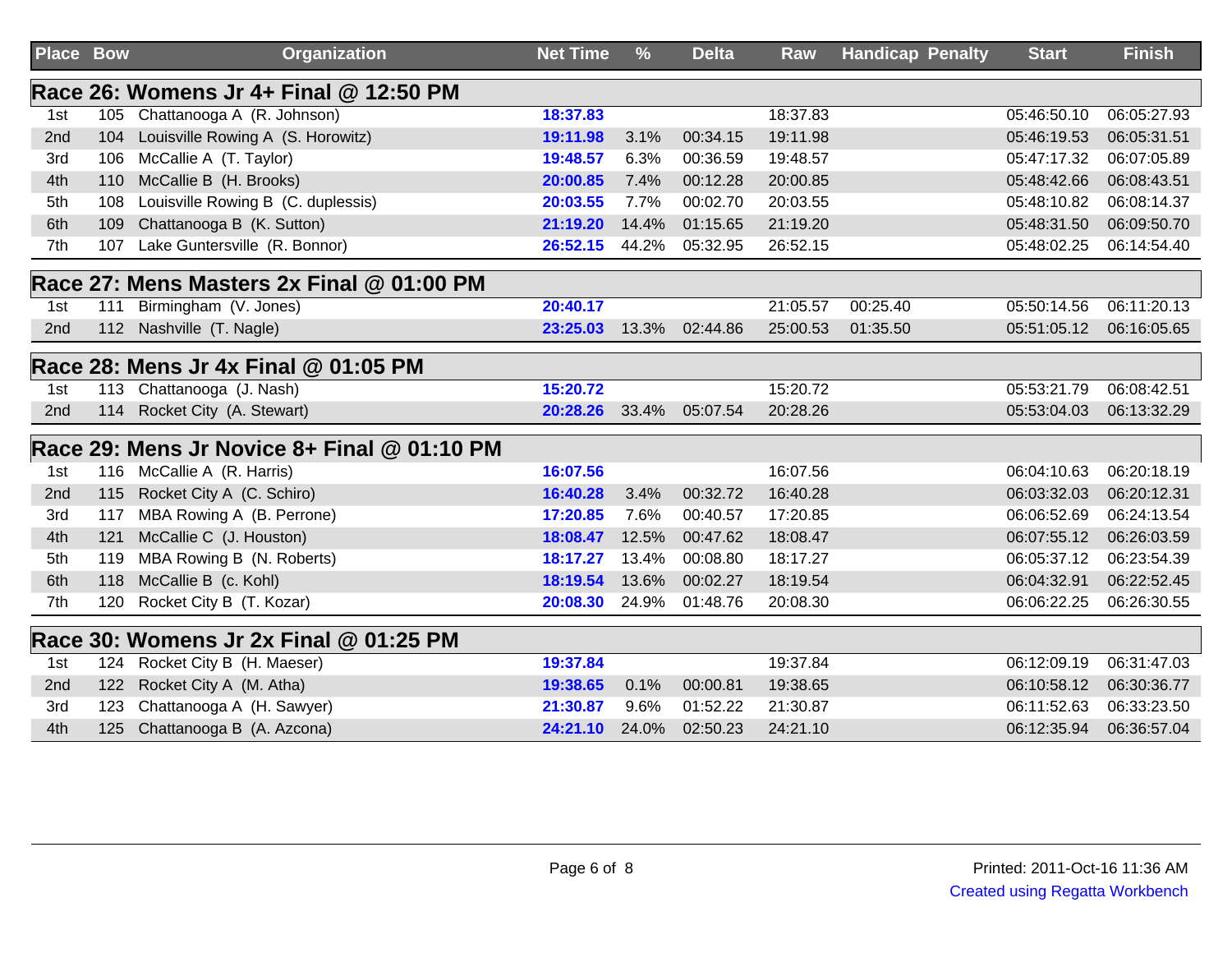| Place | Bow | Organization | Net Time | % | Delta | Raw | Handicap | Penalty | Start | Finish |
|---|---|---|---|---|---|---|---|---|---|---|
| **Race 26: Womens Jr 4+ Final @ 12:50 PM** | | | | | | | | | | |
| 1st | 105 | Chattanooga A (R. Johnson) | **18:37.83** | | | 18:37.83 | | | 05:46:50.10 | 06:05:27.93 |
| 2nd | 104 | Louisville Rowing A (S. Horowitz) | **19:11.98** | 3.1% | 00:34.15 | 19:11.98 | | | 05:46:19.53 | 06:05:31.51 |
| 3rd | 106 | McCallie A (T. Taylor) | **19:48.57** | 6.3% | 00:36.59 | 19:48.57 | | | 05:47:17.32 | 06:07:05.89 |
| 4th | 110 | McCallie B (H. Brooks) | **20:00.85** | 7.4% | 00:12.28 | 20:00.85 | | | 05:48:42.66 | 06:08:43.51 |
| 5th | 108 | Louisville Rowing B (C. duplessis) | **20:03.55** | 7.7% | 00:02.70 | 20:03.55 | | | 05:48:10.82 | 06:08:14.37 |
| 6th | 109 | Chattanooga B (K. Sutton) | **21:19.20** | 14.4% | 01:15.65 | 21:19.20 | | | 05:48:31.50 | 06:09:50.70 |
| 7th | 107 | Lake Guntersville (R. Bonnor) | **26:52.15** | 44.2% | 05:32.95 | 26:52.15 | | | 05:48:02.25 | 06:14:54.40 |
| **Race 27: Mens Masters 2x Final @ 01:00 PM** | | | | | | | | | | |
| 1st | 111 | Birmingham (V. Jones) | **20:40.17** | | | 21:05.57 | 00:25.40 | | 05:50:14.56 | 06:11:20.13 |
| 2nd | 112 | Nashville (T. Nagle) | **23:25.03** | 13.3% | 02:44.86 | 25:00.53 | 01:35.50 | | 05:51:05.12 | 06:16:05.65 |
| **Race 28: Mens Jr 4x Final @ 01:05 PM** | | | | | | | | | | |
| 1st | 113 | Chattanooga (J. Nash) | **15:20.72** | | | 15:20.72 | | | 05:53:21.79 | 06:08:42.51 |
| 2nd | 114 | Rocket City (A. Stewart) | **20:28.26** | 33.4% | 05:07.54 | 20:28.26 | | | 05:53:04.03 | 06:13:32.29 |
| **Race 29: Mens Jr Novice 8+ Final @ 01:10 PM** | | | | | | | | | | |
| 1st | 116 | McCallie A (R. Harris) | **16:07.56** | | | 16:07.56 | | | 06:04:10.63 | 06:20:18.19 |
| 2nd | 115 | Rocket City A (C. Schiro) | **16:40.28** | 3.4% | 00:32.72 | 16:40.28 | | | 06:03:32.03 | 06:20:12.31 |
| 3rd | 117 | MBA Rowing A (B. Perrone) | **17:20.85** | 7.6% | 00:40.57 | 17:20.85 | | | 06:06:52.69 | 06:24:13.54 |
| 4th | 121 | McCallie C (J. Houston) | **18:08.47** | 12.5% | 00:47.62 | 18:08.47 | | | 06:07:55.12 | 06:26:03.59 |
| 5th | 119 | MBA Rowing B (N. Roberts) | **18:17.27** | 13.4% | 00:08.80 | 18:17.27 | | | 06:05:37.12 | 06:23:54.39 |
| 6th | 118 | McCallie B (c. Kohl) | **18:19.54** | 13.6% | 00:02.27 | 18:19.54 | | | 06:04:32.91 | 06:22:52.45 |
| 7th | 120 | Rocket City B (T. Kozar) | **20:08.30** | 24.9% | 01:48.76 | 20:08.30 | | | 06:06:22.25 | 06:26:30.55 |
| **Race 30: Womens Jr 2x Final @ 01:25 PM** | | | | | | | | | | |
| 1st | 124 | Rocket City B (H. Maeser) | **19:37.84** | | | 19:37.84 | | | 06:12:09.19 | 06:31:47.03 |
| 2nd | 122 | Rocket City A (M. Atha) | **19:38.65** | 0.1% | 00:00.81 | 19:38.65 | | | 06:10:58.12 | 06:30:36.77 |
| 3rd | 123 | Chattanooga A (H. Sawyer) | **21:30.87** | 9.6% | 01:52.22 | 21:30.87 | | | 06:11:52.63 | 06:33:23.50 |
| 4th | 125 | Chattanooga B (A. Azcona) | **24:21.10** | 24.0% | 02:50.23 | 24:21.10 | | | 06:12:35.94 | 06:36:57.04 |

Printed: 2011-Oct-16 11:36 AM
Created using Regatta Workbench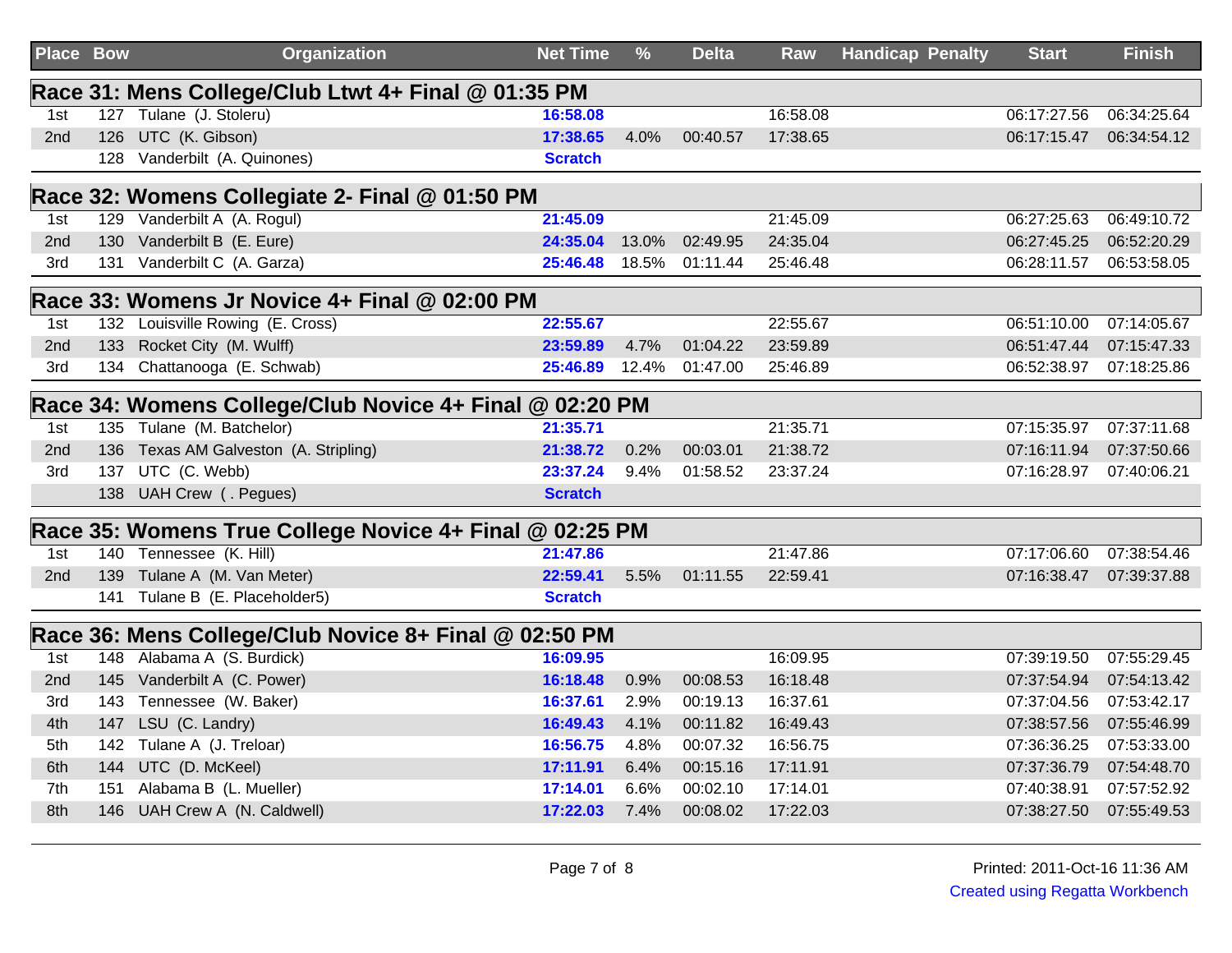| Place | Bow | Organization | Net Time | % | Delta | Raw | Handicap | Penalty | Start | Finish |
|---|---|---|---|---|---|---|---|---|---|---|
| **Race 31: Mens College/Club Ltwt 4+ Final @ 01:35 PM** | | | | | | | | | | |
| 1st | 127 | Tulane (J. Stoleru) | **16:58.08** | | | 16:58.08 | | | 06:17:27.56 | 06:34:25.64 |
| 2nd | 126 | UTC (K. Gibson) | **17:38.65** | 4.0% | 00:40.57 | 17:38.65 | | | 06:17:15.47 | 06:34:54.12 |
| | 128 | Vanderbilt (A. Quinones) | **Scratch** | | | | | | | |
| **Race 32: Womens Collegiate 2- Final @ 01:50 PM** | | | | | | | | | | |
| 1st | 129 | Vanderbilt A (A. Rogul) | **21:45.09** | | | 21:45.09 | | | 06:27:25.63 | 06:49:10.72 |
| 2nd | 130 | Vanderbilt B (E. Eure) | **24:35.04** | 13.0% | 02:49.95 | 24:35.04 | | | 06:27:45.25 | 06:52:20.29 |
| 3rd | 131 | Vanderbilt C (A. Garza) | **25:46.48** | 18.5% | 01:11.44 | 25:46.48 | | | 06:28:11.57 | 06:53:58.05 |
| **Race 33: Womens Jr Novice 4+ Final @ 02:00 PM** | | | | | | | | | | |
| 1st | 132 | Louisville Rowing (E. Cross) | **22:55.67** | | | 22:55.67 | | | 06:51:10.00 | 07:14:05.67 |
| 2nd | 133 | Rocket City (M. Wulff) | **23:59.89** | 4.7% | 01:04.22 | 23:59.89 | | | 06:51:47.44 | 07:15:47.33 |
| 3rd | 134 | Chattanooga (E. Schwab) | **25:46.89** | 12.4% | 01:47.00 | 25:46.89 | | | 06:52:38.97 | 07:18:25.86 |
| **Race 34: Womens College/Club Novice 4+ Final @ 02:20 PM** | | | | | | | | | | |
| 1st | 135 | Tulane (M. Batchelor) | **21:35.71** | | | 21:35.71 | | | 07:15:35.97 | 07:37:11.68 |
| 2nd | 136 | Texas AM Galveston (A. Stripling) | **21:38.72** | 0.2% | 00:03.01 | 21:38.72 | | | 07:16:11.94 | 07:37:50.66 |
| 3rd | 137 | UTC (C. Webb) | **23:37.24** | 9.4% | 01:58.52 | 23:37.24 | | | 07:16:28.97 | 07:40:06.21 |
| | 138 | UAH Crew ( . Pegues) | **Scratch** | | | | | | | |
| **Race 35: Womens True College Novice 4+ Final @ 02:25 PM** | | | | | | | | | | |
| 1st | 140 | Tennessee (K. Hill) | **21:47.86** | | | 21:47.86 | | | 07:17:06.60 | 07:38:54.46 |
| 2nd | 139 | Tulane A (M. Van Meter) | **22:59.41** | 5.5% | 01:11.55 | 22:59.41 | | | 07:16:38.47 | 07:39:37.88 |
| | 141 | Tulane B (E. Placeholder5) | **Scratch** | | | | | | | |
| **Race 36: Mens College/Club Novice 8+ Final @ 02:50 PM** | | | | | | | | | | |
| 1st | 148 | Alabama A (S. Burdick) | **16:09.95** | | | 16:09.95 | | | 07:39:19.50 | 07:55:29.45 |
| 2nd | 145 | Vanderbilt A (C. Power) | **16:18.48** | 0.9% | 00:08.53 | 16:18.48 | | | 07:37:54.94 | 07:54:13.42 |
| 3rd | 143 | Tennessee (W. Baker) | **16:37.61** | 2.9% | 00:19.13 | 16:37.61 | | | 07:37:04.56 | 07:53:42.17 |
| 4th | 147 | LSU (C. Landry) | **16:49.43** | 4.1% | 00:11.82 | 16:49.43 | | | 07:38:57.56 | 07:55:46.99 |
| 5th | 142 | Tulane A (J. Treloar) | **16:56.75** | 4.8% | 00:07.32 | 16:56.75 | | | 07:36:36.25 | 07:53:33.00 |
| 6th | 144 | UTC (D. McKeel) | **17:11.91** | 6.4% | 00:15.16 | 17:11.91 | | | 07:37:36.79 | 07:54:48.70 |
| 7th | 151 | Alabama B (L. Mueller) | **17:14.01** | 6.6% | 00:02.10 | 17:14.01 | | | 07:40:38.91 | 07:57:52.92 |
| 8th | 146 | UAH Crew A (N. Caldwell) | **17:22.03** | 7.4% | 00:08.02 | 17:22.03 | | | 07:38:27.50 | 07:55:49.53 |

Printed: 2011-Oct-16 11:36 AM
Created using Regatta Workbench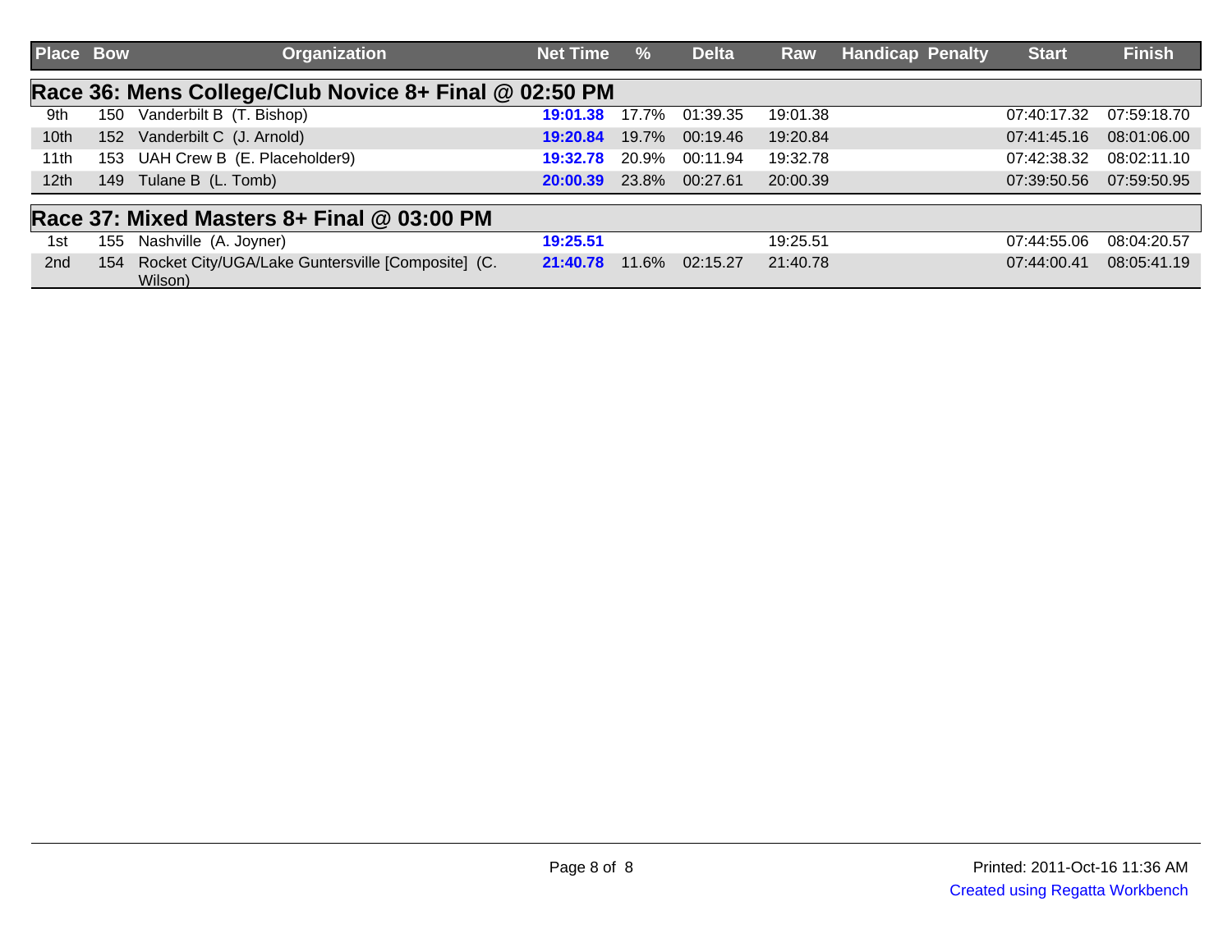| Place | Bow | Organization | Net Time | % | Delta | Raw | Handicap | Penalty | Start | Finish |
|---|---|---|---|---|---|---|---|---|---|---|

## Race 36: Mens College/Club Novice 8+ Final @ 02:50 PM

| Place | Bow | Organization | Net Time | % | Delta | Raw | Handicap | Penalty | Start | Finish |
|---|---|---|---|---|---|---|---|---|---|---|
| 9th | 150 | Vanderbilt B (T. Bishop) | **19:01.38** | 17.7% | 01:39.35 | 19:01.38 | | | 07:40:17.32 | 07:59:18.70 |
| 10th | 152 | Vanderbilt C (J. Arnold) | **19:20.84** | 19.7% | 00:19.46 | 19:20.84 | | | 07:41:45.16 | 08:01:06.00 |
| 11th | 153 | UAH Crew B (E. Placeholder9) | **19:32.78** | 20.9% | 00:11.94 | 19:32.78 | | | 07:42:38.32 | 08:02:11.10 |
| 12th | 149 | Tulane B (L. Tomb) | **20:00.39** | 23.8% | 00:27.61 | 20:00.39 | | | 07:39:50.56 | 07:59:50.95 |

## Race 37: Mixed Masters 8+ Final @ 03:00 PM

| Place | Bow | Organization | Net Time | % | Delta | Raw | Handicap | Penalty | Start | Finish |
|---|---|---|---|---|---|---|---|---|---|---|
| 1st | 155 | Nashville (A. Joyner) | **19:25.51** | | | 19:25.51 | | | 07:44:55.06 | 08:04:20.57 |
| 2nd | 154 | Rocket City/UGA/Lake Guntersville [Composite] (C. Wilson) | **21:40.78** | 11.6% | 02:15.27 | 21:40.78 | | | 07:44:00.41 | 08:05:41.19 |

Printed: 2011-Oct-16 11:36 AM

Created using Regatta Workbench